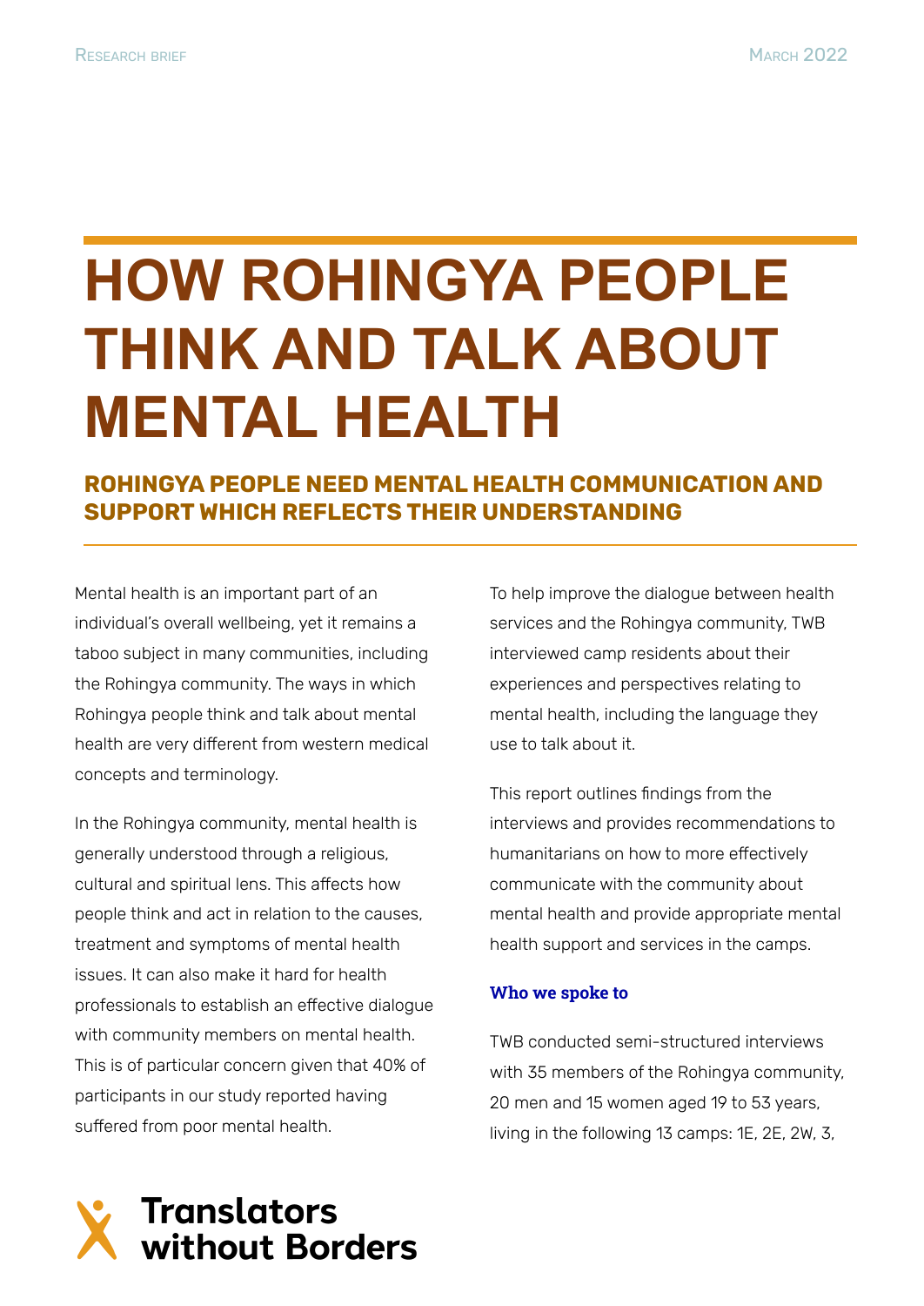Research brief

March 2022

# HOW ROHINGYA PEOPLE THINK AND TALK ABOUT MENTAL HEALTH

## ROHINGYA PEOPLE NEED MENTAL HEALTH COMMUNICATION AND SUPPORT WHICH REFLECTS THEIR UNDERSTANDING

Mental health is an important part of an individual's overall wellbeing, yet it remains a taboo subject in many communities, including the Rohingya community. The ways in which Rohingya people think and talk about mental health are very different from western medical concepts and terminology.

In the Rohingya community, mental health is generally understood through a religious, cultural and spiritual lens. This affects how people think and act in relation to the causes, treatment and symptoms of mental health issues. It can also make it hard for health professionals to establish an effective dialogue with community members on mental health. This is of particular concern given that 40% of participants in our study reported having suffered from poor mental health.

To help improve the dialogue between health services and the Rohingya community, TWB interviewed camp residents about their experiences and perspectives relating to mental health, including the language they use to talk about it.

This report outlines findings from the interviews and provides recommendations to humanitarians on how to more effectively communicate with the community about mental health and provide appropriate mental health support and services in the camps.

### Who we spoke to

TWB conducted semi-structured interviews with 35 members of the Rohingya community, 20 men and 15 women aged 19 to 53 years, living in the following 13 camps: 1E, 2E, 2W, 3,

Translators without Borders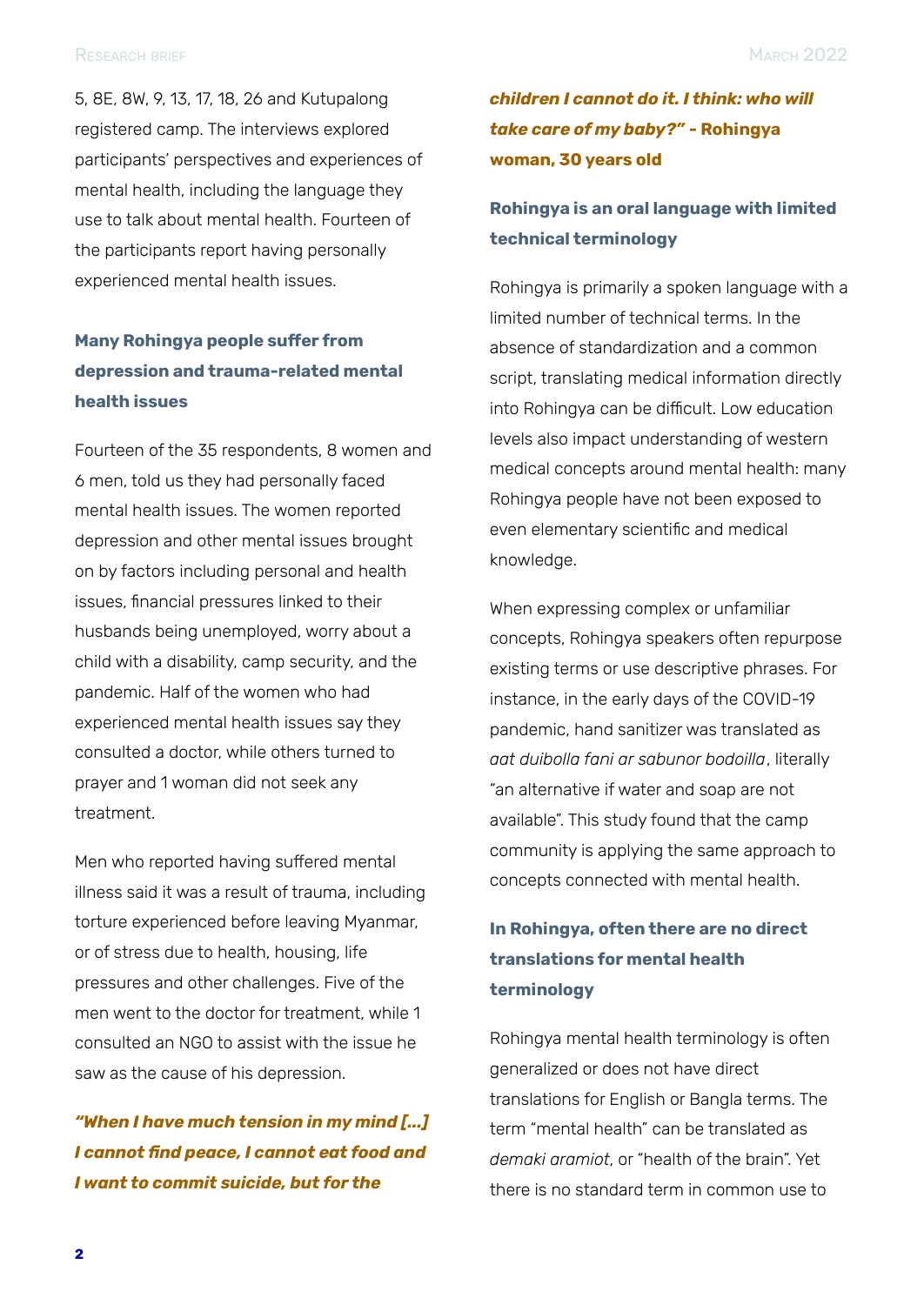5, 8E, 8W, 9, 13, 17, 18, 26 and Kutupalong registered camp. The interviews explored participants' perspectives and experiences of mental health, including the language they use to talk about mental health. Fourteen of the participants report having personally experienced mental health issues.

## Many Rohingya people suffer from depression and trauma-related mental health issues

Fourteen of the 35 respondents, 8 women and 6 men, told us they had personally faced mental health issues. The women reported depression and other mental issues brought on by factors including personal and health issues, financial pressures linked to their husbands being unemployed, worry about a child with a disability, camp security, and the pandemic. Half of the women who had experienced mental health issues say they consulted a doctor, while others turned to prayer and 1 woman did not seek any treatment.

Men who reported having suffered mental illness said it was a result of trauma, including torture experienced before leaving Myanmar, or of stress due to health, housing, life pressures and other challenges. Five of the men went to the doctor for treatment, while 1 consulted an NGO to assist with the issue he saw as the cause of his depression.

***"When I have much tension in my mind [...] I cannot find peace, I cannot eat food and I want to commit suicide, but for the children I cannot do it. I think: who will take care of my baby?" -* Rohingya woman, 30 years old**

## Rohingya is an oral language with limited technical terminology

Rohingya is primarily a spoken language with a limited number of technical terms. In the absence of standardization and a common script, translating medical information directly into Rohingya can be difficult. Low education levels also impact understanding of western medical concepts around mental health: many Rohingya people have not been exposed to even elementary scientific and medical knowledge.

When expressing complex or unfamiliar concepts, Rohingya speakers often repurpose existing terms or use descriptive phrases. For instance, in the early days of the COVID-19 pandemic, hand sanitizer was translated as *aat duibolla fani ar sabunor bodoilla*, literally "an alternative if water and soap are not available". This study found that the camp community is applying the same approach to concepts connected with mental health.

## In Rohingya, often there are no direct translations for mental health terminology

Rohingya mental health terminology is often generalized or does not have direct translations for English or Bangla terms. The term "mental health" can be translated as *demaki aramiot*, or "health of the brain". Yet there is no standard term in common use to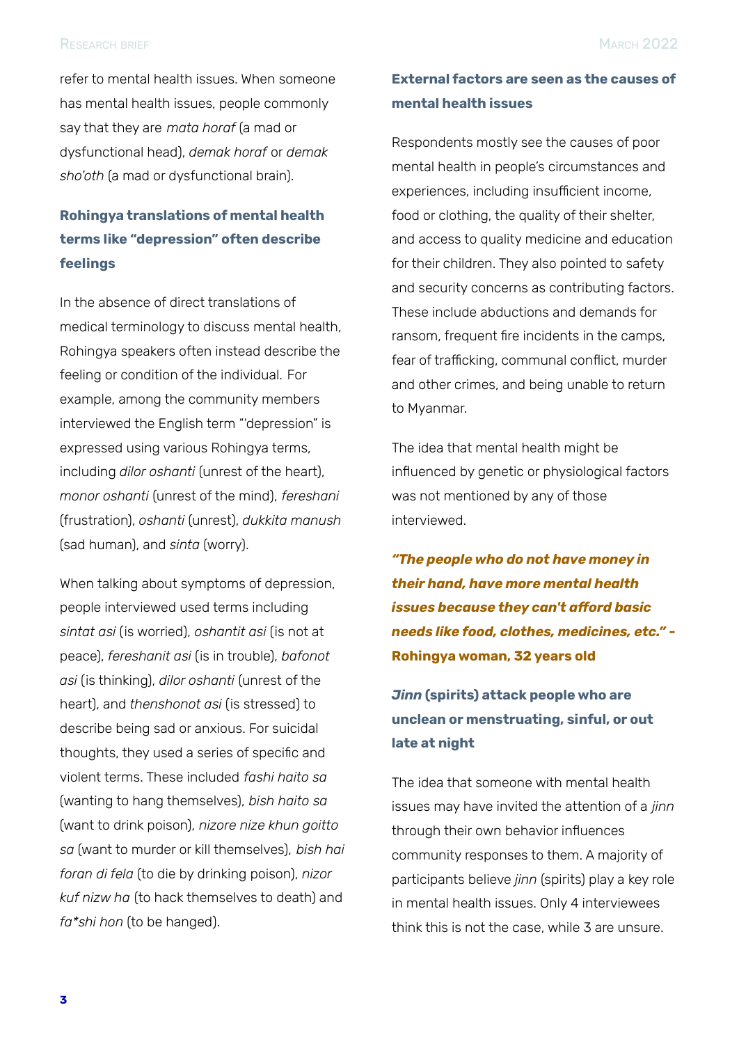refer to mental health issues. When someone has mental health issues, people commonly say that they are *mata horaf* (a mad or dysfunctional head), *demak horaf* or *demak sho'oth* (a mad or dysfunctional brain).

### Rohingya translations of mental health terms like "depression" often describe feelings

In the absence of direct translations of medical terminology to discuss mental health, Rohingya speakers often instead describe the feeling or condition of the individual. For example, among the community members interviewed the English term "'depression" is expressed using various Rohingya terms, including *dilor oshanti* (unrest of the heart), *monor oshanti* (unrest of the mind), *fereshani* (frustration), *oshanti* (unrest), *dukkita manush* (sad human), and *sinta* (worry).

When talking about symptoms of depression, people interviewed used terms including *sintat asi* (is worried), *oshantit asi* (is not at peace), *fereshanit asi* (is in trouble), *bafonot asi* (is thinking), *dilor oshanti* (unrest of the heart), and *thenshonot asi* (is stressed) to describe being sad or anxious. For suicidal thoughts, they used a series of specific and violent terms. These included *fashi haito sa* (wanting to hang themselves), *bish haito sa* (want to drink poison), *nizore nize khun goitto sa* (want to murder or kill themselves), *bish hai foran di fela* (to die by drinking poison), *nizor kuf nizw ha* (to hack themselves to death) and *fa*shi hon* (to be hanged).

### External factors are seen as the causes of mental health issues

Respondents mostly see the causes of poor mental health in people's circumstances and experiences, including insufficient income, food or clothing, the quality of their shelter, and access to quality medicine and education for their children. They also pointed to safety and security concerns as contributing factors. These include abductions and demands for ransom, frequent fire incidents in the camps, fear of trafficking, communal conflict, murder and other crimes, and being unable to return to Myanmar.

The idea that mental health might be influenced by genetic or physiological factors was not mentioned by any of those interviewed.

> ***"The people who do not have money in their hand, have more mental health issues because they can't afford basic needs like food, clothes, medicines, etc." -*** **Rohingya woman, 32 years old**

### *Jinn* (spirits) attack people who are unclean or menstruating, sinful, or out late at night

The idea that someone with mental health issues may have invited the attention of a *jinn* through their own behavior influences community responses to them. A majority of participants believe *jinn* (spirits) play a key role in mental health issues. Only 4 interviewees think this is not the case, while 3 are unsure.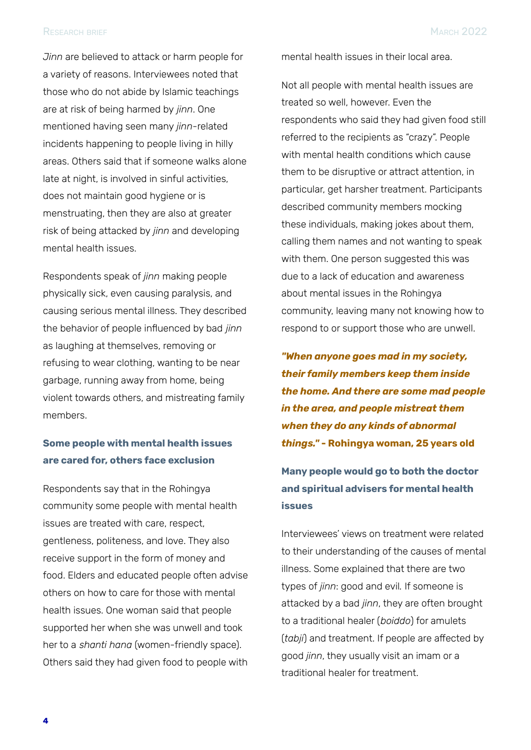*Jinn* are believed to attack or harm people for a variety of reasons. Interviewees noted that those who do not abide by Islamic teachings are at risk of being harmed by *jinn*. One mentioned having seen many *jinn*-related incidents happening to people living in hilly areas. Others said that if someone walks alone late at night, is involved in sinful activities, does not maintain good hygiene or is menstruating, then they are also at greater risk of being attacked by *jinn* and developing mental health issues.

Respondents speak of *jinn* making people physically sick, even causing paralysis, and causing serious mental illness. They described the behavior of people influenced by bad *jinn* as laughing at themselves, removing or refusing to wear clothing, wanting to be near garbage, running away from home, being violent towards others, and mistreating family members.

### Some people with mental health issues are cared for, others face exclusion

Respondents say that in the Rohingya community some people with mental health issues are treated with care, respect, gentleness, politeness, and love. They also receive support in the form of money and food. Elders and educated people often advise others on how to care for those with mental health issues. One woman said that people supported her when she was unwell and took her to a *shanti hana* (women-friendly space). Others said they had given food to people with mental health issues in their local area.

Not all people with mental health issues are treated so well, however. Even the respondents who said they had given food still referred to the recipients as "crazy". People with mental health conditions which cause them to be disruptive or attract attention, in particular, get harsher treatment. Participants described community members mocking these individuals, making jokes about them, calling them names and not wanting to speak with them. One person suggested this was due to a lack of education and awareness about mental issues in the Rohingya community, leaving many not knowing how to respond to or support those who are unwell.

***"When anyone goes mad in my society, their family members keep them inside the home. And there are some mad people in the area, and people mistreat them when they do any kinds of abnormal things."* - Rohingya woman, 25 years old**

### Many people would go to both the doctor and spiritual advisers for mental health issues

Interviewees' views on treatment were related to their understanding of the causes of mental illness. Some explained that there are two types of *jinn*: good and evil. If someone is attacked by a bad *jinn*, they are often brought to a traditional healer (*boiddo*) for amulets (*tabji*) and treatment. If people are affected by good *jinn*, they usually visit an imam or a traditional healer for treatment.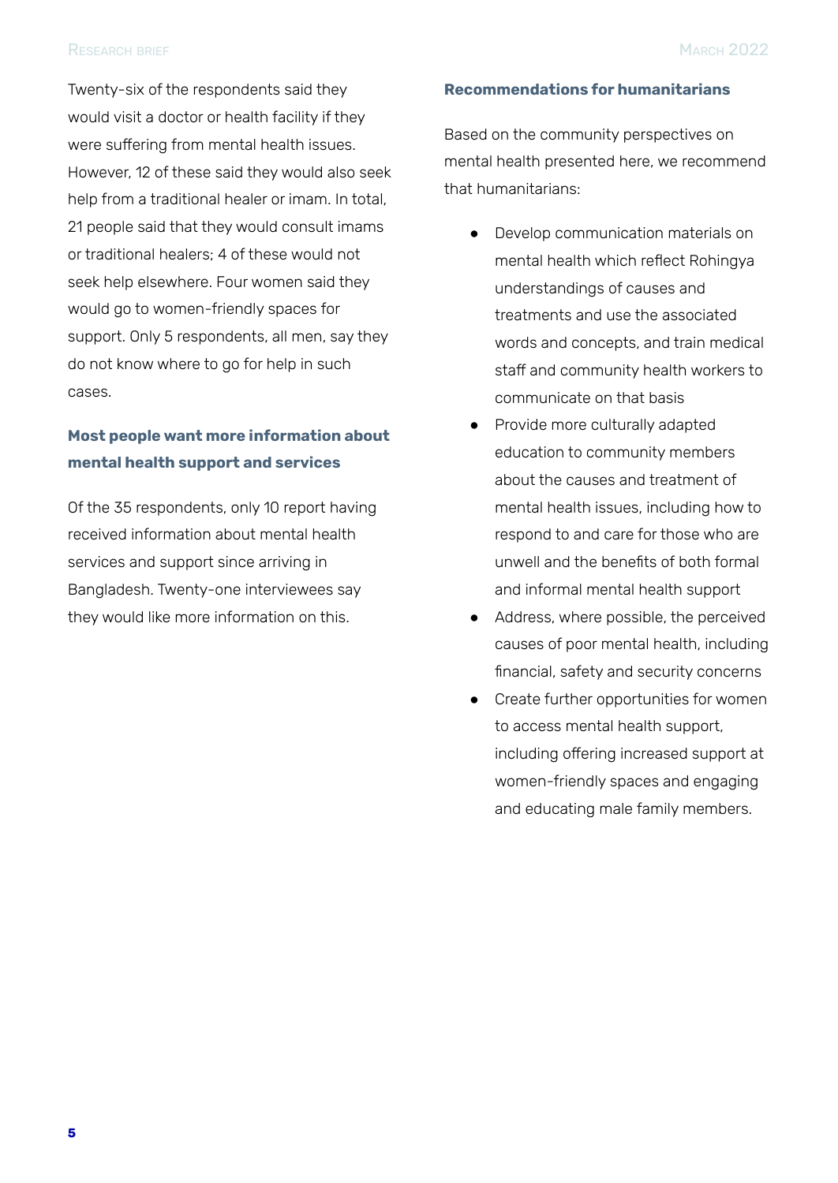Twenty-six of the respondents said they would visit a doctor or health facility if they were suffering from mental health issues. However, 12 of these said they would also seek help from a traditional healer or imam. In total, 21 people said that they would consult imams or traditional healers; 4 of these would not seek help elsewhere. Four women said they would go to women-friendly spaces for support. Only 5 respondents, all men, say they do not know where to go for help in such cases.

### Most people want more information about mental health support and services

Of the 35 respondents, only 10 report having received information about mental health services and support since arriving in Bangladesh. Twenty-one interviewees say they would like more information on this.

### Recommendations for humanitarians

Based on the community perspectives on mental health presented here, we recommend that humanitarians:

- Develop communication materials on mental health which reflect Rohingya understandings of causes and treatments and use the associated words and concepts, and train medical staff and community health workers to communicate on that basis
- Provide more culturally adapted education to community members about the causes and treatment of mental health issues, including how to respond to and care for those who are unwell and the benefits of both formal and informal mental health support
- Address, where possible, the perceived causes of poor mental health, including financial, safety and security concerns
- Create further opportunities for women to access mental health support, including offering increased support at women-friendly spaces and engaging and educating male family members.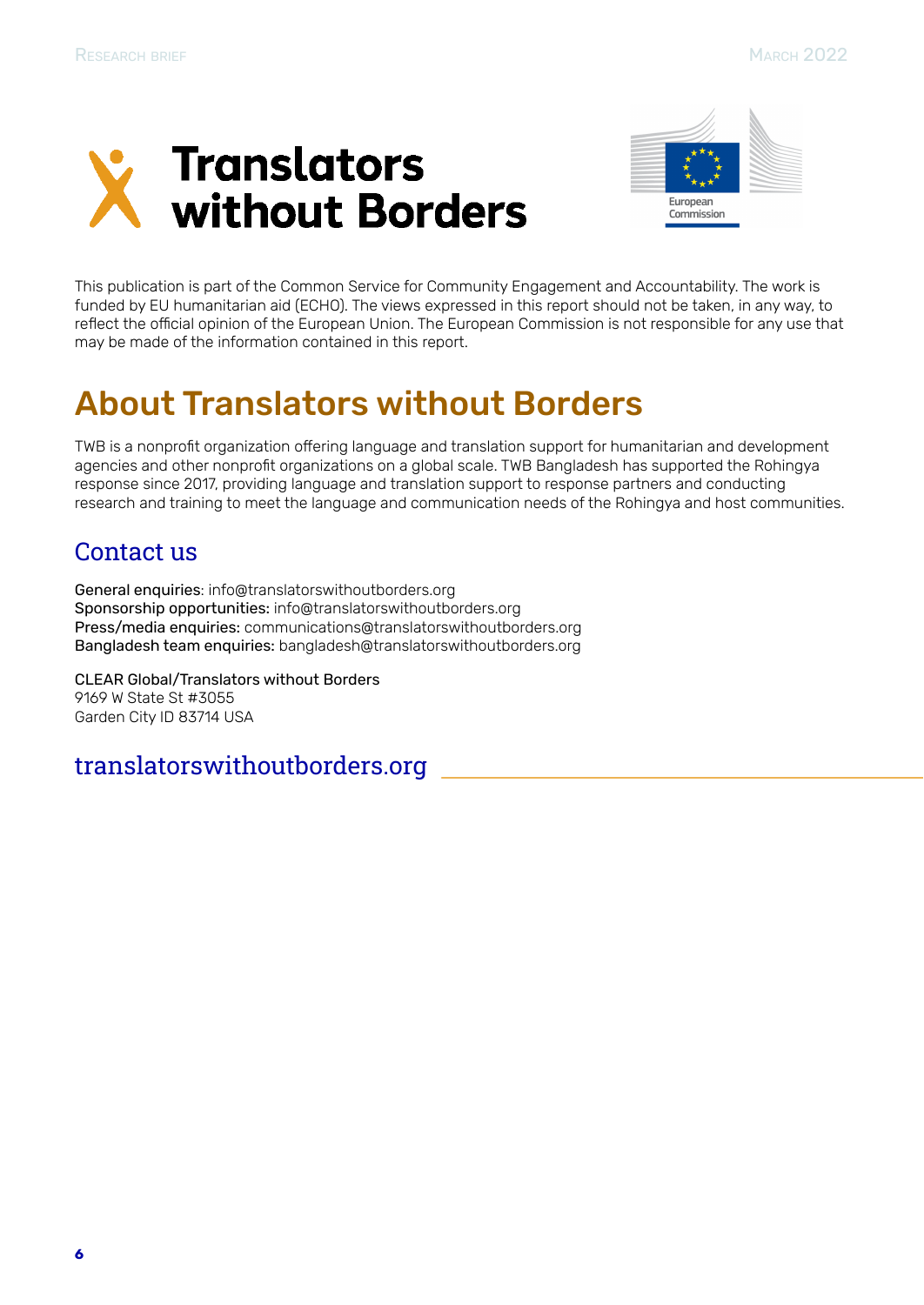# Translators without Borders

European Commission

This publication is part of the Common Service for Community Engagement and Accountability. The work is funded by EU humanitarian aid (ECHO). The views expressed in this report should not be taken, in any way, to reflect the official opinion of the European Union. The European Commission is not responsible for any use that may be made of the information contained in this report.

## About Translators without Borders

TWB is a nonprofit organization offering language and translation support for humanitarian and development agencies and other nonprofit organizations on a global scale. TWB Bangladesh has supported the Rohingya response since 2017, providing language and translation support to response partners and conducting research and training to meet the language and communication needs of the Rohingya and host communities.

### Contact us

General enquiries: info@translatorswithoutborders.org
Sponsorship opportunities: info@translatorswithoutborders.org
Press/media enquiries: communications@translatorswithoutborders.org
Bangladesh team enquiries: bangladesh@translatorswithoutborders.org

CLEAR Global/Translators without Borders
9169 W State St #3055
Garden City ID 83714 USA

translatorswithoutborders.org